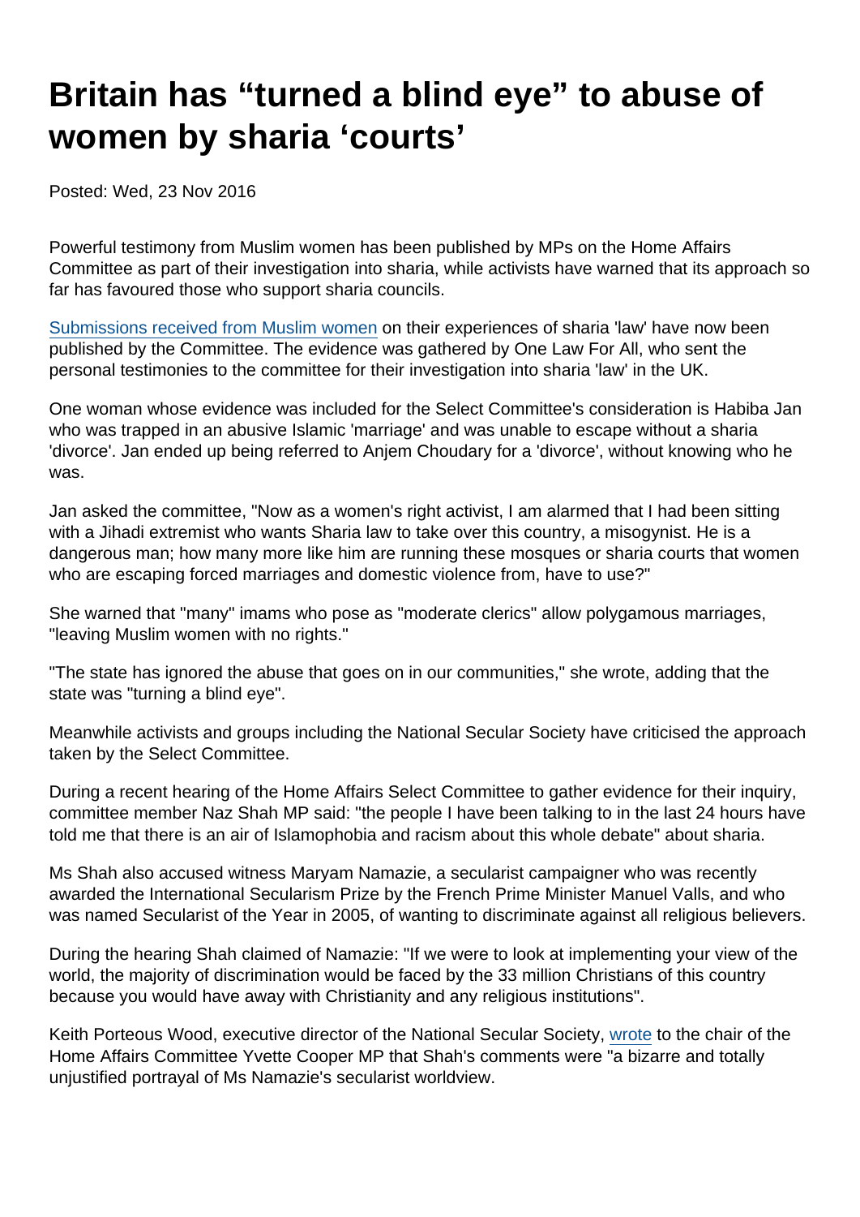# Britain has “turned a blind eye” to abuse of women by sharia ‘courts’

Posted: Wed, 23 Nov 2016

Powerful testimony from Muslim women has been published by MPs on the Home Affairs Committee as part of their investigation into sharia, while activists have warned that its approach so far has favoured those who support sharia councils.

Submissions received from Muslim women on their experiences of sharia 'law' have now been published by the Committee. The evidence was gathered by One Law For All, who sent the personal testimonies to the committee for their investigation into sharia 'law' in the UK.

One woman whose evidence was included for the Select Committee's consideration is Habiba Jan who was trapped in an abusive Islamic 'marriage' and was unable to escape without a sharia 'divorce'. Jan ended up being referred to Anjem Choudary for a 'divorce', without knowing who he was.

Jan asked the committee, "Now as a women's right activist, I am alarmed that I had been sitting with a Jihadi extremist who wants Sharia law to take over this country, a misogynist. He is a dangerous man; how many more like him are running these mosques or sharia courts that women who are escaping forced marriages and domestic violence from, have to use?"

She warned that "many" imams who pose as "moderate clerics" allow polygamous marriages, "leaving Muslim women with no rights."

"The state has ignored the abuse that goes on in our communities," she wrote, adding that the state was "turning a blind eye".

Meanwhile activists and groups including the National Secular Society have criticised the approach taken by the Select Committee.

During a recent hearing of the Home Affairs Select Committee to gather evidence for their inquiry, committee member Naz Shah MP said: "the people I have been talking to in the last 24 hours have told me that there is an air of Islamophobia and racism about this whole debate" about sharia.

Ms Shah also accused witness Maryam Namazie, a secularist campaigner who was recently awarded the International Secularism Prize by the French Prime Minister Manuel Valls, and who was named Secularist of the Year in 2005, of wanting to discriminate against all religious believers.

During the hearing Shah claimed of Namazie: "If we were to look at implementing your view of the world, the majority of discrimination would be faced by the 33 million Christians of this country because you would have away with Christianity and any religious institutions".

Keith Porteous Wood, executive director of the National Secular Society, wrote to the chair of the Home Affairs Committee Yvette Cooper MP that Shah's comments were "a bizarre and totally unjustified portrayal of Ms Namazie's secularist worldview.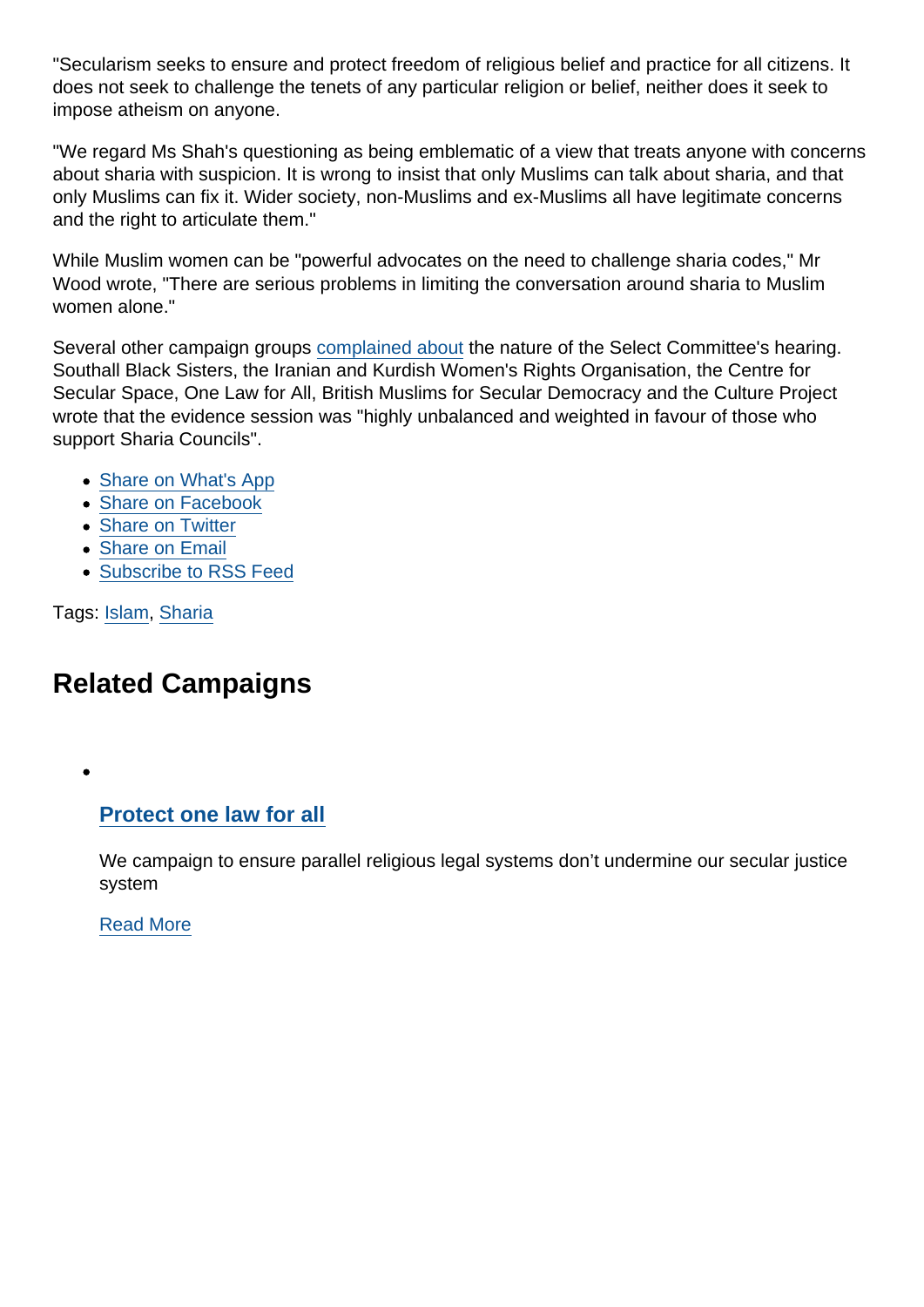"Secularism seeks to ensure and protect freedom of religious belief and practice for all citizens. It does not seek to challenge the tenets of any particular religion or belief, neither does it seek to impose atheism on anyone.

"We regard Ms Shah's questioning as being emblematic of a view that treats anyone with concerns about sharia with suspicion. It is wrong to insist that only Muslims can talk about sharia, and that only Muslims can fix it. Wider society, non-Muslims and ex-Muslims all have legitimate concerns and the right to articulate them."

While Muslim women can be "powerful advocates on the need to challenge sharia codes," Mr Wood wrote, "There are serious problems in limiting the conversation around sharia to Muslim women alone."

Several other campaign groups complained about the nature of the Select Committee's hearing. Southall Black Sisters, the Iranian and Kurdish Women's Rights Organisation, the Centre for Secular Space, One Law for All, British Muslims for Secular Democracy and the Culture Project wrote that the evidence session was "highly unbalanced and weighted in favour of those who support Sharia Councils".

- Share on What's App
- Share on Facebook
- Share on Twitter
- Share on Email
- Subscribe to RSS Feed

Tags: Islam, Sharia

## Related Campaigns

- ### Protect one law for all

  We campaign to ensure parallel religious legal systems don't undermine our secular justice system

  Read More